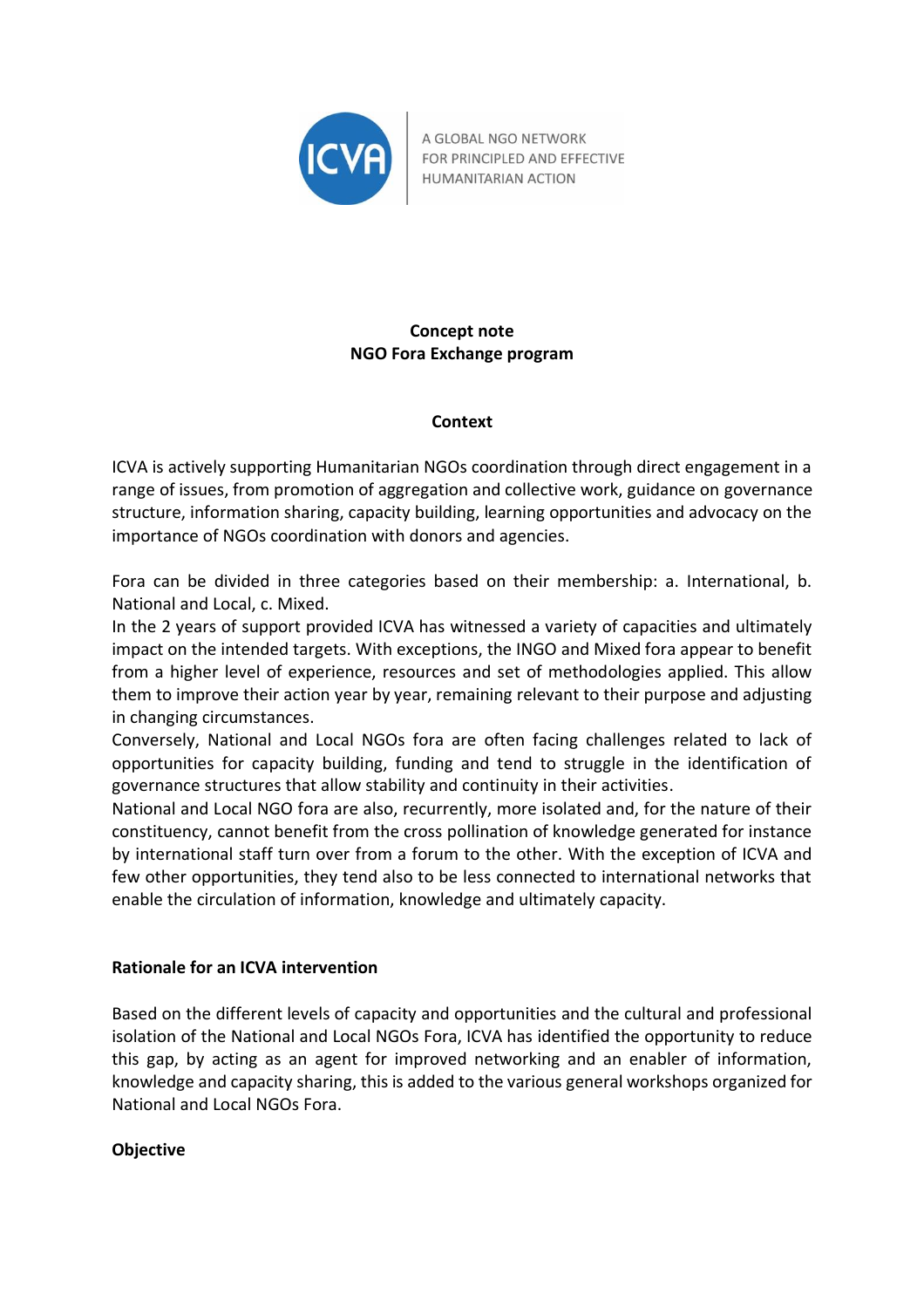A GLOBAL NGO NETWORK
FOR PRINCIPLED AND EFFECTIVE
HUMANITARIAN ACTION

# Concept note
# NGO Fora Exchange program

## Context

ICVA is actively supporting Humanitarian NGOs coordination through direct engagement in a range of issues, from promotion of aggregation and collective work, guidance on governance structure, information sharing, capacity building, learning opportunities and advocacy on the importance of NGOs coordination with donors and agencies.

Fora can be divided in three categories based on their membership: a. International, b. National and Local, c. Mixed.

In the 2 years of support provided ICVA has witnessed a variety of capacities and ultimately impact on the intended targets. With exceptions, the INGO and Mixed fora appear to benefit from a higher level of experience, resources and set of methodologies applied. This allow them to improve their action year by year, remaining relevant to their purpose and adjusting in changing circumstances.

Conversely, National and Local NGOs fora are often facing challenges related to lack of opportunities for capacity building, funding and tend to struggle in the identification of governance structures that allow stability and continuity in their activities.

National and Local NGO fora are also, recurrently, more isolated and, for the nature of their constituency, cannot benefit from the cross pollination of knowledge generated for instance by international staff turn over from a forum to the other. With the exception of ICVA and few other opportunities, they tend also to be less connected to international networks that enable the circulation of information, knowledge and ultimately capacity.

## Rationale for an ICVA intervention

Based on the different levels of capacity and opportunities and the cultural and professional isolation of the National and Local NGOs Fora, ICVA has identified the opportunity to reduce this gap, by acting as an agent for improved networking and an enabler of information, knowledge and capacity sharing, this is added to the various general workshops organized for National and Local NGOs Fora.

## Objective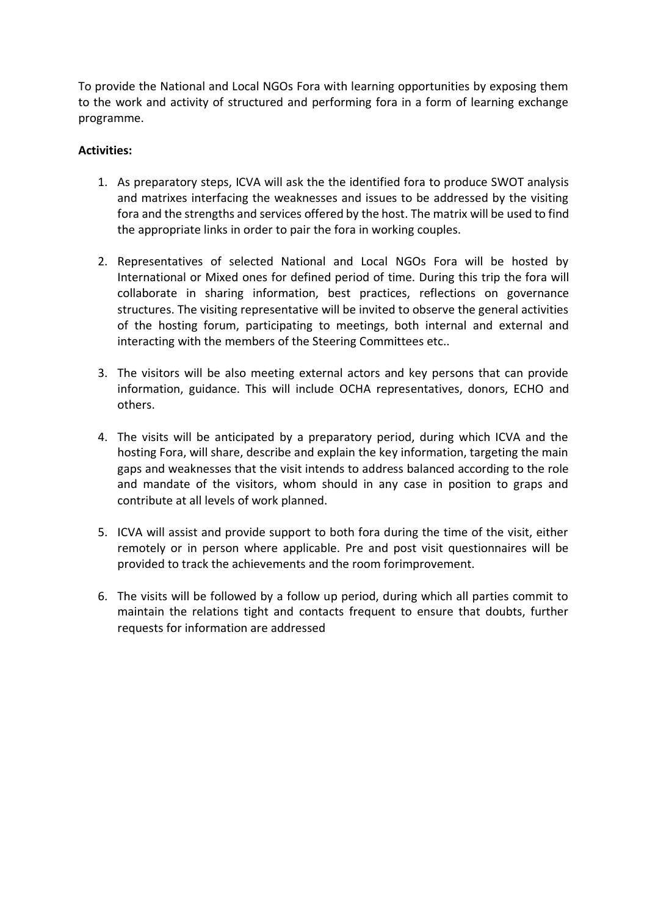To provide the National and Local NGOs Fora with learning opportunities by exposing them to the work and activity of structured and performing fora in a form of learning exchange programme.

**Activities:**

1. As preparatory steps, ICVA will ask the the identified fora to produce SWOT analysis and matrixes interfacing the weaknesses and issues to be addressed by the visiting fora and the strengths and services offered by the host. The matrix will be used to find the appropriate links in order to pair the fora in working couples.

2. Representatives of selected National and Local NGOs Fora will be hosted by International or Mixed ones for defined period of time. During this trip the fora will collaborate in sharing information, best practices, reflections on governance structures. The visiting representative will be invited to observe the general activities of the hosting forum, participating to meetings, both internal and external and interacting with the members of the Steering Committees etc..

3. The visitors will be also meeting external actors and key persons that can provide information, guidance. This will include OCHA representatives, donors, ECHO and others.

4. The visits will be anticipated by a preparatory period, during which ICVA and the hosting Fora, will share, describe and explain the key information, targeting the main gaps and weaknesses that the visit intends to address balanced according to the role and mandate of the visitors, whom should in any case in position to graps and contribute at all levels of work planned.

5. ICVA will assist and provide support to both fora during the time of the visit, either remotely or in person where applicable. Pre and post visit questionnaires will be provided to track the achievements and the room forimprovement.

6. The visits will be followed by a follow up period, during which all parties commit to maintain the relations tight and contacts frequent to ensure that doubts, further requests for information are addressed